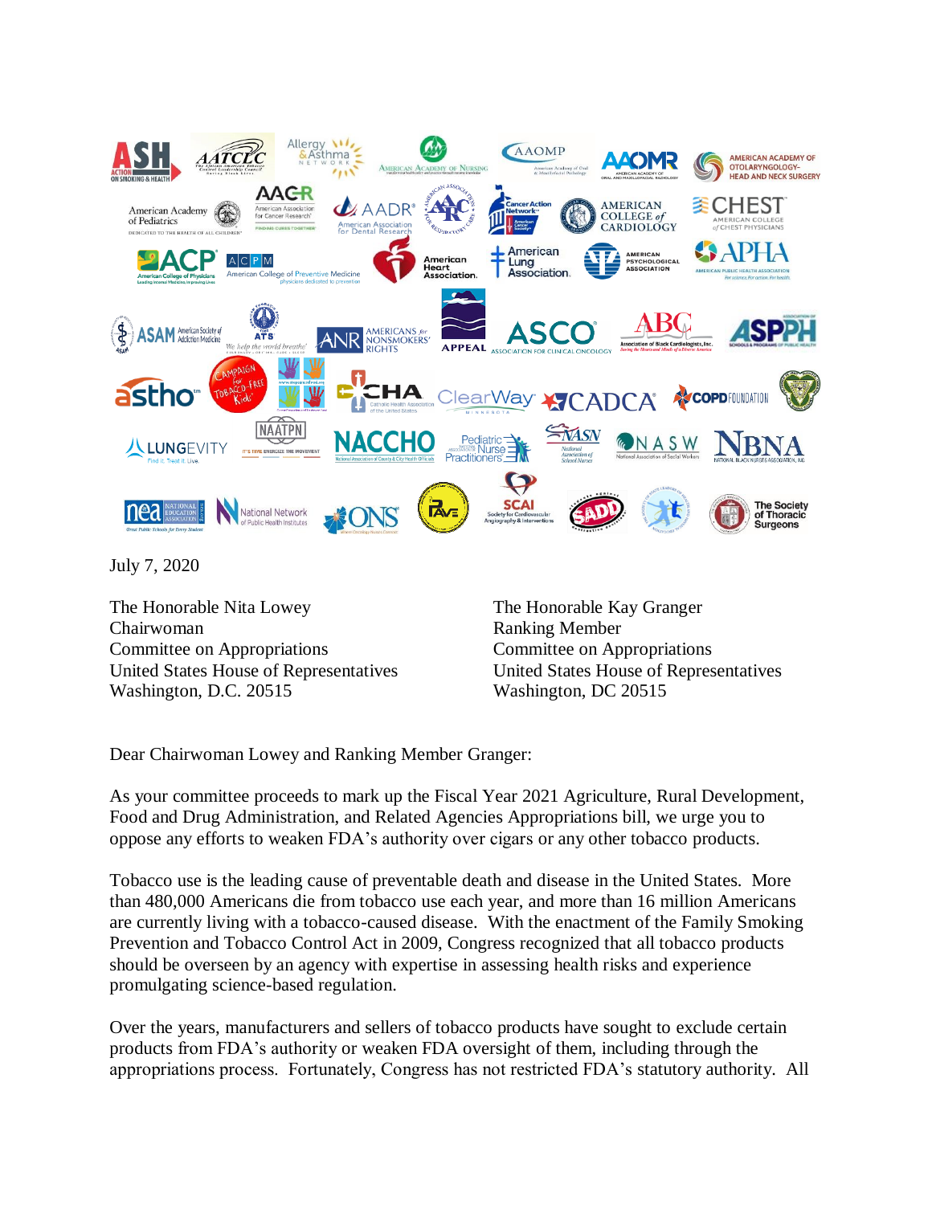July 7, 2020

The Honorable Nita Lowey
Chairwoman
Committee on Appropriations
United States House of Representatives
Washington, D.C. 20515

The Honorable Kay Granger
Ranking Member
Committee on Appropriations
United States House of Representatives
Washington, DC 20515

Dear Chairwoman Lowey and Ranking Member Granger:

As your committee proceeds to mark up the Fiscal Year 2021 Agriculture, Rural Development, Food and Drug Administration, and Related Agencies Appropriations bill, we urge you to oppose any efforts to weaken FDA's authority over cigars or any other tobacco products.

Tobacco use is the leading cause of preventable death and disease in the United States. More than 480,000 Americans die from tobacco use each year, and more than 16 million Americans are currently living with a tobacco-caused disease. With the enactment of the Family Smoking Prevention and Tobacco Control Act in 2009, Congress recognized that all tobacco products should be overseen by an agency with expertise in assessing health risks and experience promulgating science-based regulation.

Over the years, manufacturers and sellers of tobacco products have sought to exclude certain products from FDA's authority or weaken FDA oversight of them, including through the appropriations process. Fortunately, Congress has not restricted FDA's statutory authority. All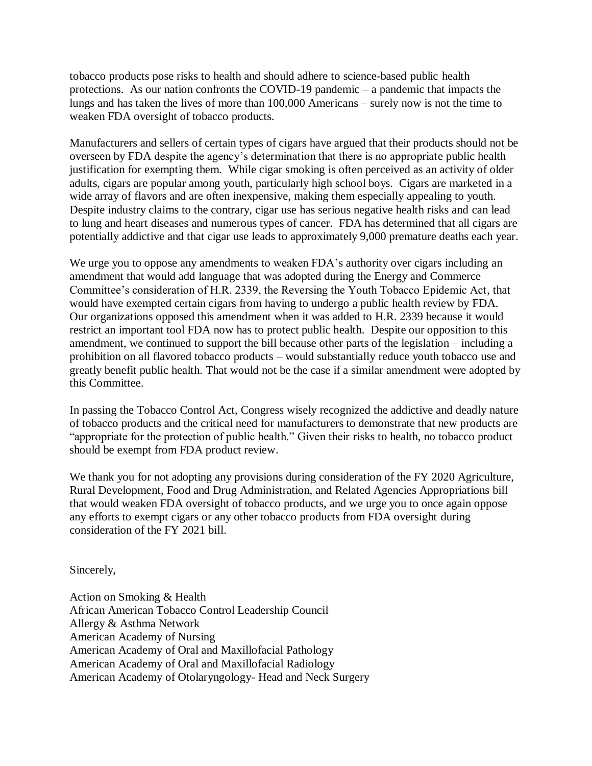tobacco products pose risks to health and should adhere to science-based public health protections. As our nation confronts the COVID-19 pandemic – a pandemic that impacts the lungs and has taken the lives of more than 100,000 Americans – surely now is not the time to weaken FDA oversight of tobacco products.

Manufacturers and sellers of certain types of cigars have argued that their products should not be overseen by FDA despite the agency's determination that there is no appropriate public health justification for exempting them. While cigar smoking is often perceived as an activity of older adults, cigars are popular among youth, particularly high school boys. Cigars are marketed in a wide array of flavors and are often inexpensive, making them especially appealing to youth. Despite industry claims to the contrary, cigar use has serious negative health risks and can lead to lung and heart diseases and numerous types of cancer. FDA has determined that all cigars are potentially addictive and that cigar use leads to approximately 9,000 premature deaths each year.

We urge you to oppose any amendments to weaken FDA's authority over cigars including an amendment that would add language that was adopted during the Energy and Commerce Committee's consideration of H.R. 2339, the Reversing the Youth Tobacco Epidemic Act, that would have exempted certain cigars from having to undergo a public health review by FDA. Our organizations opposed this amendment when it was added to H.R. 2339 because it would restrict an important tool FDA now has to protect public health. Despite our opposition to this amendment, we continued to support the bill because other parts of the legislation – including a prohibition on all flavored tobacco products – would substantially reduce youth tobacco use and greatly benefit public health. That would not be the case if a similar amendment were adopted by this Committee.

In passing the Tobacco Control Act, Congress wisely recognized the addictive and deadly nature of tobacco products and the critical need for manufacturers to demonstrate that new products are "appropriate for the protection of public health." Given their risks to health, no tobacco product should be exempt from FDA product review.

We thank you for not adopting any provisions during consideration of the FY 2020 Agriculture, Rural Development, Food and Drug Administration, and Related Agencies Appropriations bill that would weaken FDA oversight of tobacco products, and we urge you to once again oppose any efforts to exempt cigars or any other tobacco products from FDA oversight during consideration of the FY 2021 bill.

Sincerely,

Action on Smoking & Health  
African American Tobacco Control Leadership Council  
Allergy & Asthma Network  
American Academy of Nursing  
American Academy of Oral and Maxillofacial Pathology  
American Academy of Oral and Maxillofacial Radiology  
American Academy of Otolaryngology- Head and Neck Surgery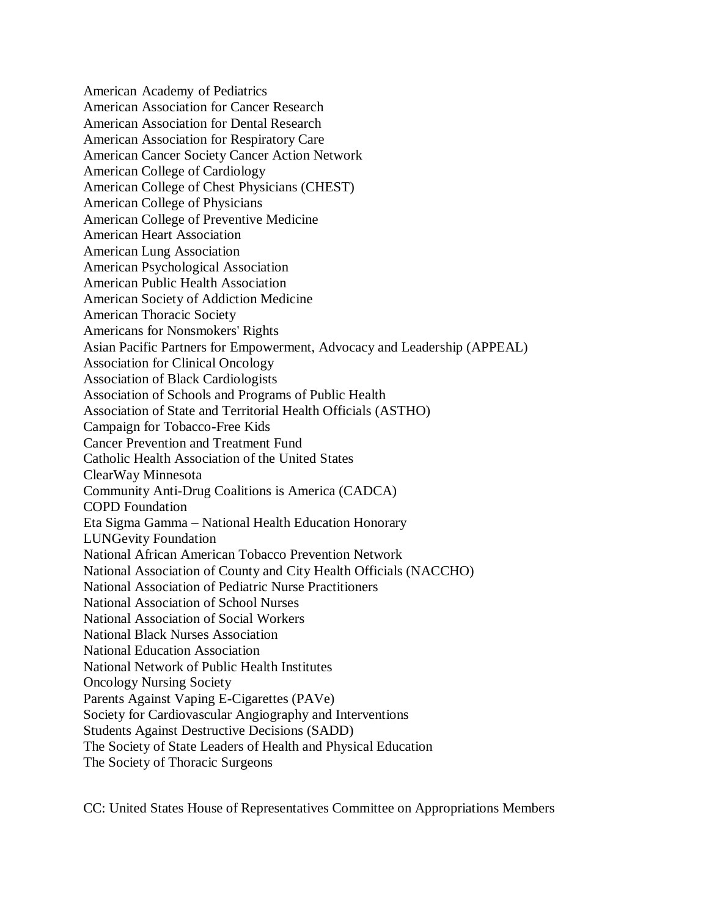American Academy of Pediatrics
American Association for Cancer Research
American Association for Dental Research
American Association for Respiratory Care
American Cancer Society Cancer Action Network
American College of Cardiology
American College of Chest Physicians (CHEST)
American College of Physicians
American College of Preventive Medicine
American Heart Association
American Lung Association
American Psychological Association
American Public Health Association
American Society of Addiction Medicine
American Thoracic Society
Americans for Nonsmokers' Rights
Asian Pacific Partners for Empowerment, Advocacy and Leadership (APPEAL)
Association for Clinical Oncology
Association of Black Cardiologists
Association of Schools and Programs of Public Health
Association of State and Territorial Health Officials (ASTHO)
Campaign for Tobacco-Free Kids
Cancer Prevention and Treatment Fund
Catholic Health Association of the United States
ClearWay Minnesota
Community Anti-Drug Coalitions is America (CADCA)
COPD Foundation
Eta Sigma Gamma – National Health Education Honorary
LUNGevity Foundation
National African American Tobacco Prevention Network
National Association of County and City Health Officials (NACCHO)
National Association of Pediatric Nurse Practitioners
National Association of School Nurses
National Association of Social Workers
National Black Nurses Association
National Education Association
National Network of Public Health Institutes
Oncology Nursing Society
Parents Against Vaping E-Cigarettes (PAVe)
Society for Cardiovascular Angiography and Interventions
Students Against Destructive Decisions (SADD)
The Society of State Leaders of Health and Physical Education
The Society of Thoracic Surgeons

CC: United States House of Representatives Committee on Appropriations Members